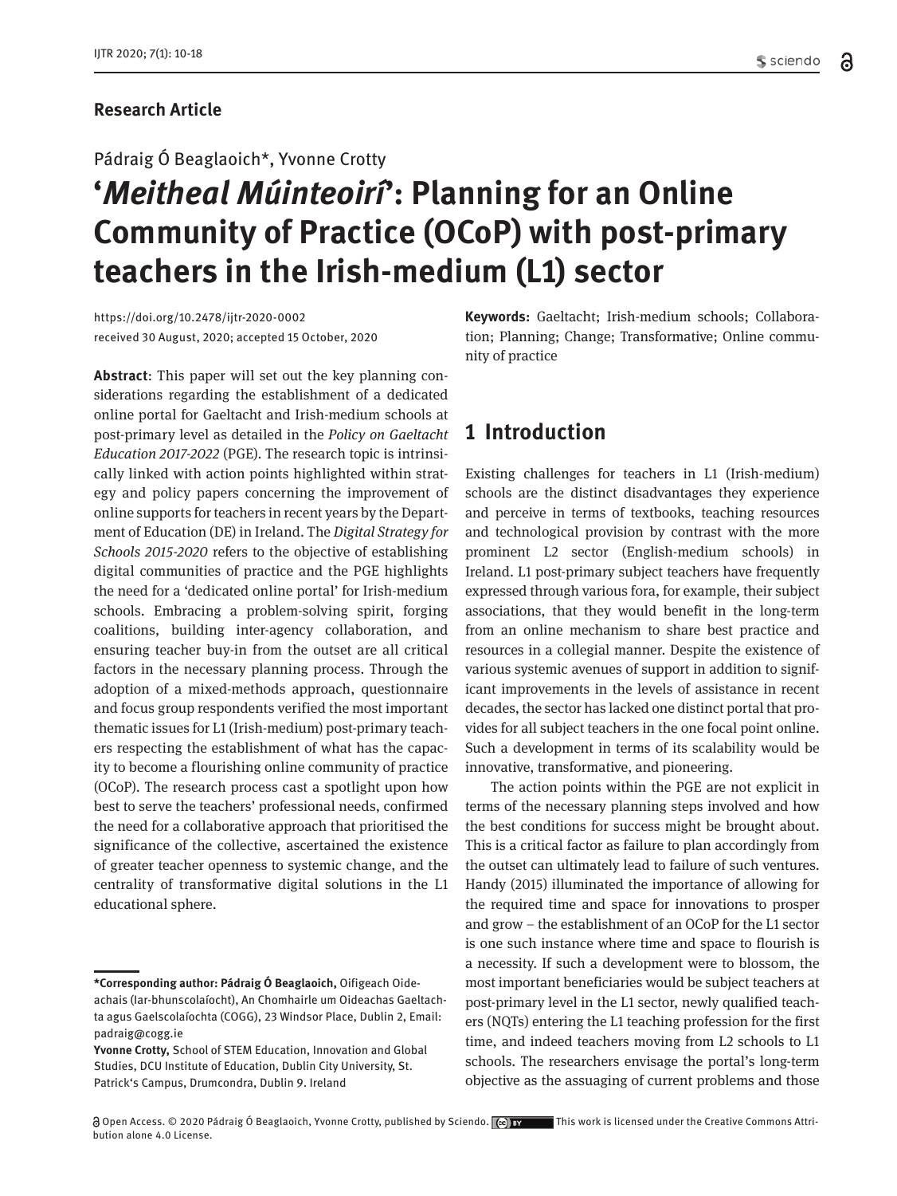**Research Article**

Pádraig Ó Beaglaoich*, Yvonne Crotty

# ‘*Meitheal Múinteoirí*’: Planning for an Online Community of Practice (OCoP) with post-primary teachers in the Irish-medium (L1) sector

https://doi.org/10.2478/ijtr-2020-0002
received 30 August, 2020; accepted 15 October, 2020

**Abstract**: This paper will set out the key planning considerations regarding the establishment of a dedicated online portal for Gaeltacht and Irish-medium schools at post-primary level as detailed in the *Policy on Gaeltacht Education 2017-2022* (PGE). The research topic is intrinsically linked with action points highlighted within strategy and policy papers concerning the improvement of online supports for teachers in recent years by the Department of Education (DE) in Ireland. The *Digital Strategy for Schools 2015-2020* refers to the objective of establishing digital communities of practice and the PGE highlights the need for a ‘dedicated online portal’ for Irish-medium schools. Embracing a problem-solving spirit, forging coalitions, building inter-agency collaboration, and ensuring teacher buy-in from the outset are all critical factors in the necessary planning process. Through the adoption of a mixed-methods approach, questionnaire and focus group respondents verified the most important thematic issues for L1 (Irish-medium) post-primary teachers respecting the establishment of what has the capacity to become a flourishing online community of practice (OCoP). The research process cast a spotlight upon how best to serve the teachers’ professional needs, confirmed the need for a collaborative approach that prioritised the significance of the collective, ascertained the existence of greater teacher openness to systemic change, and the centrality of transformative digital solutions in the L1 educational sphere.

**Keywords:** Gaeltacht; Irish-medium schools; Collaboration; Planning; Change; Transformative; Online community of practice

## 1 Introduction

Existing challenges for teachers in L1 (Irish-medium) schools are the distinct disadvantages they experience and perceive in terms of textbooks, teaching resources and technological provision by contrast with the more prominent L2 sector (English-medium schools) in Ireland. L1 post-primary subject teachers have frequently expressed through various fora, for example, their subject associations, that they would benefit in the long-term from an online mechanism to share best practice and resources in a collegial manner. Despite the existence of various systemic avenues of support in addition to significant improvements in the levels of assistance in recent decades, the sector has lacked one distinct portal that provides for all subject teachers in the one focal point online. Such a development in terms of its scalability would be innovative, transformative, and pioneering.

The action points within the PGE are not explicit in terms of the necessary planning steps involved and how the best conditions for success might be brought about. This is a critical factor as failure to plan accordingly from the outset can ultimately lead to failure of such ventures. Handy (2015) illuminated the importance of allowing for the required time and space for innovations to prosper and grow – the establishment of an OCoP for the L1 sector is one such instance where time and space to flourish is a necessity. If such a development were to blossom, the most important beneficiaries would be subject teachers at post-primary level in the L1 sector, newly qualified teachers (NQTs) entering the L1 teaching profession for the first time, and indeed teachers moving from L2 schools to L1 schools. The researchers envisage the portal’s long-term objective as the assuaging of current problems and those

---

**\*Corresponding author: Pádraig Ó Beaglaoich,** Oifigeach Oideachais (Iar-bhunscolaíocht), An Chomhairle um Oideachas Gaeltachta agus Gaelscolaíochta (COGG), 23 Windsor Place, Dublin 2, Email: padraig@cogg.ie

**Yvonne Crotty,** School of STEM Education, Innovation and Global Studies, DCU Institute of Education, Dublin City University, St. Patrick‘s Campus, Drumcondra, Dublin 9. Ireland

Open Access. © 2020 Pádraig Ó Beaglaoich, Yvonne Crotty, published by Sciendo. This work is licensed under the Creative Commons Attribution alone 4.0 License.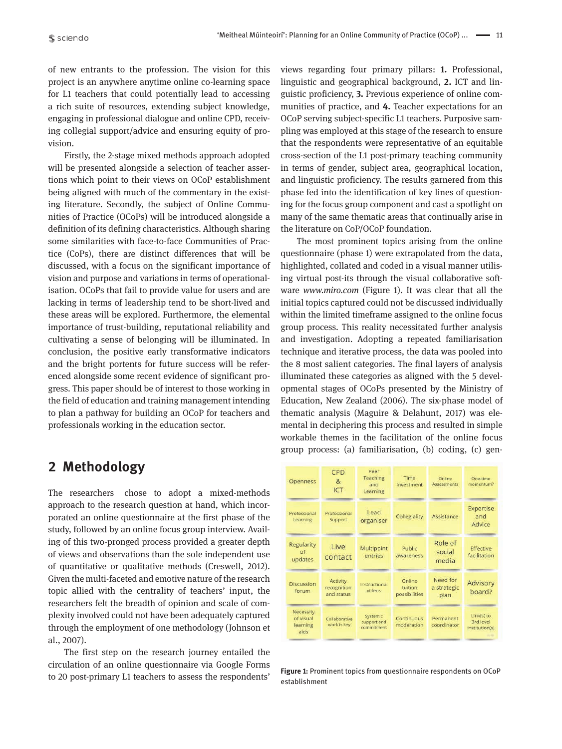of new entrants to the profession. The vision for this project is an anywhere anytime online co-learning space for L1 teachers that could potentially lead to accessing a rich suite of resources, extending subject knowledge, engaging in professional dialogue and online CPD, receiving collegial support/advice and ensuring equity of provision.

Firstly, the 2-stage mixed methods approach adopted will be presented alongside a selection of teacher assertions which point to their views on OCoP establishment being aligned with much of the commentary in the existing literature. Secondly, the subject of Online Communities of Practice (OCoPs) will be introduced alongside a definition of its defining characteristics. Although sharing some similarities with face-to-face Communities of Practice (CoPs), there are distinct differences that will be discussed, with a focus on the significant importance of vision and purpose and variations in terms of operationalisation. OCoPs that fail to provide value for users and are lacking in terms of leadership tend to be short-lived and these areas will be explored. Furthermore, the elemental importance of trust-building, reputational reliability and cultivating a sense of belonging will be illuminated. In conclusion, the positive early transformative indicators and the bright portents for future success will be referenced alongside some recent evidence of significant progress. This paper should be of interest to those working in the field of education and training management intending to plan a pathway for building an OCoP for teachers and professionals working in the education sector.

## 2 Methodology

The researchers chose to adopt a mixed-methods approach to the research question at hand, which incorporated an online questionnaire at the first phase of the study, followed by an online focus group interview. Availing of this two-pronged process provided a greater depth of views and observations than the sole independent use of quantitative or qualitative methods (Creswell, 2012). Given the multi-faceted and emotive nature of the research topic allied with the centrality of teachers' input, the researchers felt the breadth of opinion and scale of complexity involved could not have been adequately captured through the employment of one methodology (Johnson et al., 2007).

The first step on the research journey entailed the circulation of an online questionnaire via Google Forms to 20 post-primary L1 teachers to assess the respondents' views regarding four primary pillars: **1.** Professional, linguistic and geographical background, **2.** ICT and linguistic proficiency, **3.** Previous experience of online communities of practice, and **4.** Teacher expectations for an OCoP serving subject-specific L1 teachers. Purposive sampling was employed at this stage of the research to ensure that the respondents were representative of an equitable cross-section of the L1 post-primary teaching community in terms of gender, subject area, geographical location, and linguistic proficiency. The results garnered from this phase fed into the identification of key lines of questioning for the focus group component and cast a spotlight on many of the same thematic areas that continually arise in the literature on CoP/OCoP foundation.

The most prominent topics arising from the online questionnaire (phase 1) were extrapolated from the data, highlighted, collated and coded in a visual manner utilising virtual post-its through the visual collaborative software *www.miro.com* (Figure 1). It was clear that all the initial topics captured could not be discussed individually within the limited timeframe assigned to the online focus group process. This reality necessitated further analysis and investigation. Adopting a repeated familiarisation technique and iterative process, the data was pooled into the 8 most salient categories. The final layers of analysis illuminated these categories as aligned with the 5 developmental stages of OCoPs presented by the Ministry of Education, New Zealand (2006). The six-phase model of thematic analysis (Maguire & Delahunt, 2017) was elemental in deciphering this process and resulted in simple workable themes in the facilitation of the online focus group process: (a) familiarisation, (b) coding, (c) gen-

| Openness | CPD & ICT | Peer Teaching and Learning | Time Investment | Online Assessments | One-time momentum? |
|---|---|---|---|---|---|
| Professional Learning | Professional Support | Lead organiser | Collegiality | Assistance | Expertise and Advice |
| Regularity of updates | Live contact | Multipoint entries | Public awareness | Role of social media | Effective facilitation |
| Discussion forum | Activity recognition and status | Instructional videos | Online tuition possibilities | Need for a strategic plan | Advisory board? |
| Necessity of visual learning aids | Collaborative work is key | Systemic support and commitment | Continuous moderation | Permanent coordinator | Link(s) to 3rd level institution(s) |

**Figure 1:** Prominent topics from questionnaire respondents on OCoP establishment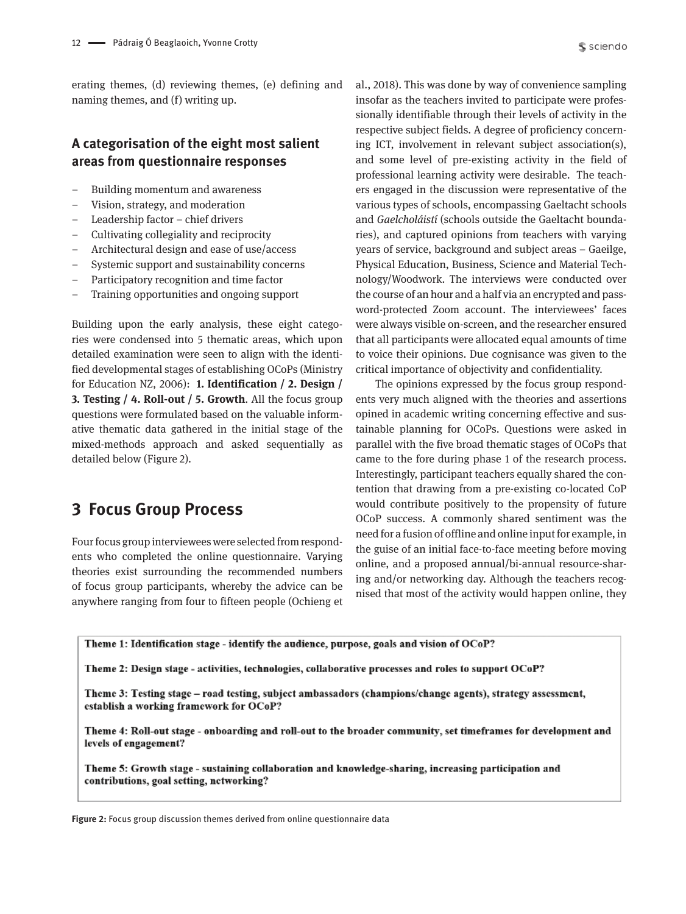erating themes, (d) reviewing themes, (e) defining and naming themes, and (f) writing up.

### A categorisation of the eight most salient areas from questionnaire responses

- Building momentum and awareness
- Vision, strategy, and moderation
- Leadership factor – chief drivers
- Cultivating collegiality and reciprocity
- Architectural design and ease of use/access
- Systemic support and sustainability concerns
- Participatory recognition and time factor
- Training opportunities and ongoing support

Building upon the early analysis, these eight categories were condensed into 5 thematic areas, which upon detailed examination were seen to align with the identified developmental stages of establishing OCoPs (Ministry for Education NZ, 2006): **1. Identification / 2. Design / 3. Testing / 4. Roll-out / 5. Growth**. All the focus group questions were formulated based on the valuable informative thematic data gathered in the initial stage of the mixed-methods approach and asked sequentially as detailed below (Figure 2).

## 3 Focus Group Process

Four focus group interviewees were selected from respondents who completed the online questionnaire. Varying theories exist surrounding the recommended numbers of focus group participants, whereby the advice can be anywhere ranging from four to fifteen people (Ochieng et al., 2018). This was done by way of convenience sampling insofar as the teachers invited to participate were professionally identifiable through their levels of activity in the respective subject fields. A degree of proficiency concerning ICT, involvement in relevant subject association(s), and some level of pre-existing activity in the field of professional learning activity were desirable. The teachers engaged in the discussion were representative of the various types of schools, encompassing Gaeltacht schools and *Gaelcholáistí* (schools outside the Gaeltacht boundaries), and captured opinions from teachers with varying years of service, background and subject areas – Gaeilge, Physical Education, Business, Science and Material Technology/Woodwork. The interviews were conducted over the course of an hour and a half via an encrypted and password-protected Zoom account. The interviewees' faces were always visible on-screen, and the researcher ensured that all participants were allocated equal amounts of time to voice their opinions. Due cognisance was given to the critical importance of objectivity and confidentiality.

The opinions expressed by the focus group respondents very much aligned with the theories and assertions opined in academic writing concerning effective and sustainable planning for OCoPs. Questions were asked in parallel with the five broad thematic stages of OCoPs that came to the fore during phase 1 of the research process. Interestingly, participant teachers equally shared the contention that drawing from a pre-existing co-located CoP would contribute positively to the propensity of future OCoP success. A commonly shared sentiment was the need for a fusion of offline and online input for example, in the guise of an initial face-to-face meeting before moving online, and a proposed annual/bi-annual resource-sharing and/or networking day. Although the teachers recognised that most of the activity would happen online, they

**Theme 1: Identification stage - identify the audience, purpose, goals and vision of OCoP?**

**Theme 2: Design stage - activities, technologies, collaborative processes and roles to support OCoP?**

**Theme 3: Testing stage – road testing, subject ambassadors (champions/change agents), strategy assessment, establish a working framework for OCoP?**

**Theme 4: Roll-out stage - onboarding and roll-out to the broader community, set timeframes for development and levels of engagement?**

**Theme 5: Growth stage - sustaining collaboration and knowledge-sharing, increasing participation and contributions, goal setting, networking?**

**Figure 2:** Focus group discussion themes derived from online questionnaire data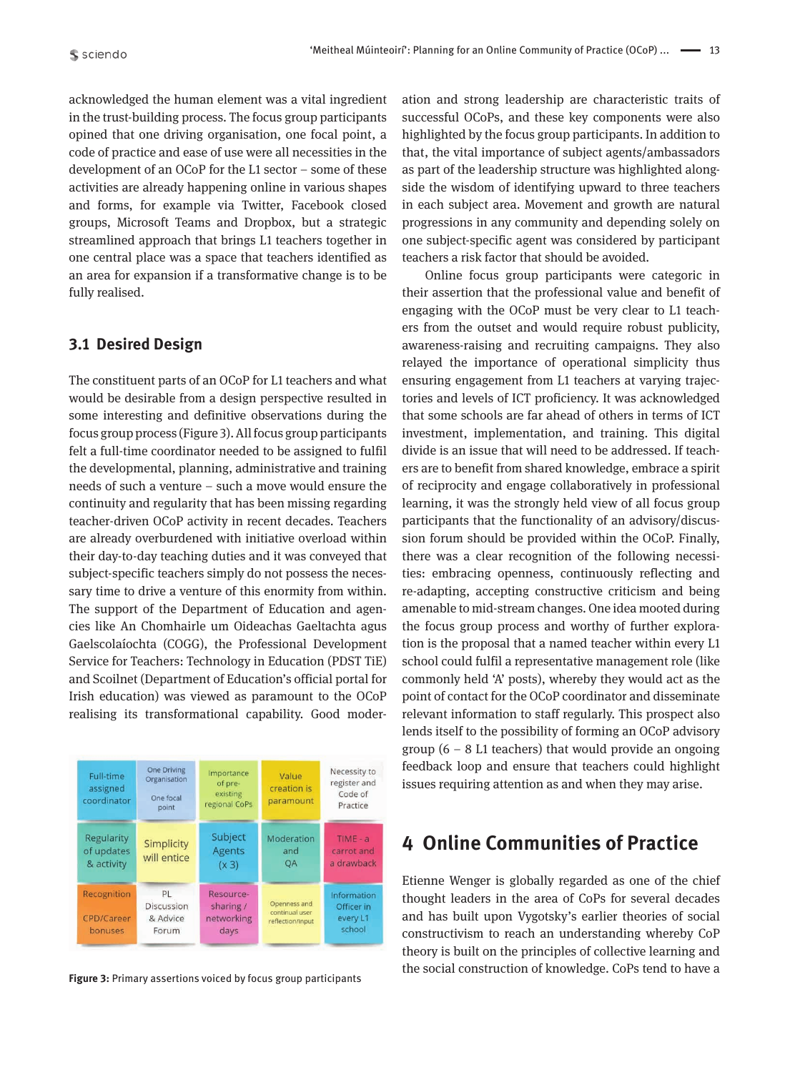acknowledged the human element was a vital ingredient in the trust-building process. The focus group participants opined that one driving organisation, one focal point, a code of practice and ease of use were all necessities in the development of an OCoP for the L1 sector – some of these activities are already happening online in various shapes and forms, for example via Twitter, Facebook closed groups, Microsoft Teams and Dropbox, but a strategic streamlined approach that brings L1 teachers together in one central place was a space that teachers identified as an area for expansion if a transformative change is to be fully realised.

## 3.1 Desired Design

The constituent parts of an OCoP for L1 teachers and what would be desirable from a design perspective resulted in some interesting and definitive observations during the focus group process (Figure 3). All focus group participants felt a full-time coordinator needed to be assigned to fulfil the developmental, planning, administrative and training needs of such a venture – such a move would ensure the continuity and regularity that has been missing regarding teacher-driven OCoP activity in recent decades. Teachers are already overburdened with initiative overload within their day-to-day teaching duties and it was conveyed that subject-specific teachers simply do not possess the necessary time to drive a venture of this enormity from within. The support of the Department of Education and agencies like An Chomhairle um Oideachas Gaeltachta agus Gaelscolaíochta (COGG), the Professional Development Service for Teachers: Technology in Education (PDST TiE) and Scoilnet (Department of Education's official portal for Irish education) was viewed as paramount to the OCoP realising its transformational capability. Good moderation and strong leadership are characteristic traits of successful OCoPs, and these key components were also highlighted by the focus group participants. In addition to that, the vital importance of subject agents/ambassadors as part of the leadership structure was highlighted alongside the wisdom of identifying upward to three teachers in each subject area. Movement and growth are natural progressions in any community and depending solely on one subject-specific agent was considered by participant teachers a risk factor that should be avoided.

| Full-time assigned coordinator | One Driving Organisation<br>One focal point | Importance of pre-existing regional CoPs | Value creation is paramount | Necessity to register and Code of Practice |
|---|---|---|---|---|
| Regularity of updates & activity | Simplicity will entice | Subject Agents (x 3) | Moderation and QA | TIME - a carrot and a drawback |
| Recognition<br>CPD/Career bonuses | PL Discussion & Advice Forum | Resource-sharing / networking days | Openness and continual user reflection/input | Information Officer in every L1 school |

**Figure 3:** Primary assertions voiced by focus group participants

Online focus group participants were categoric in their assertion that the professional value and benefit of engaging with the OCoP must be very clear to L1 teachers from the outset and would require robust publicity, awareness-raising and recruiting campaigns. They also relayed the importance of operational simplicity thus ensuring engagement from L1 teachers at varying trajectories and levels of ICT proficiency. It was acknowledged that some schools are far ahead of others in terms of ICT investment, implementation, and training. This digital divide is an issue that will need to be addressed. If teachers are to benefit from shared knowledge, embrace a spirit of reciprocity and engage collaboratively in professional learning, it was the strongly held view of all focus group participants that the functionality of an advisory/discussion forum should be provided within the OCoP. Finally, there was a clear recognition of the following necessities: embracing openness, continuously reflecting and re-adapting, accepting constructive criticism and being amenable to mid-stream changes. One idea mooted during the focus group process and worthy of further exploration is the proposal that a named teacher within every L1 school could fulfil a representative management role (like commonly held 'A' posts), whereby they would act as the point of contact for the OCoP coordinator and disseminate relevant information to staff regularly. This prospect also lends itself to the possibility of forming an OCoP advisory group (6 – 8 L1 teachers) that would provide an ongoing feedback loop and ensure that teachers could highlight issues requiring attention as and when they may arise.

# 4 Online Communities of Practice

Etienne Wenger is globally regarded as one of the chief thought leaders in the area of CoPs for several decades and has built upon Vygotsky's earlier theories of social constructivism to reach an understanding whereby CoP theory is built on the principles of collective learning and the social construction of knowledge. CoPs tend to have a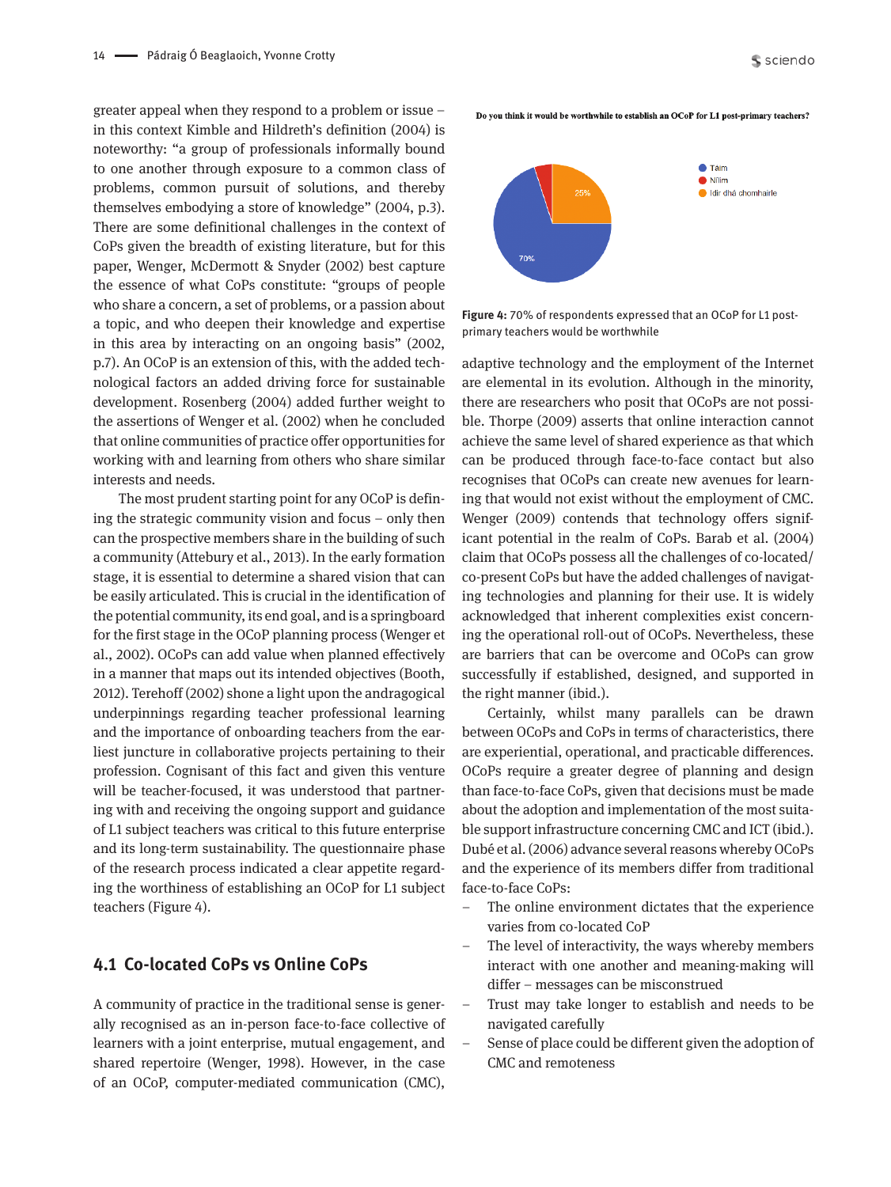greater appeal when they respond to a problem or issue – in this context Kimble and Hildreth's definition (2004) is noteworthy: "a group of professionals informally bound to one another through exposure to a common class of problems, common pursuit of solutions, and thereby themselves embodying a store of knowledge" (2004, p.3). There are some definitional challenges in the context of CoPs given the breadth of existing literature, but for this paper, Wenger, McDermott & Snyder (2002) best capture the essence of what CoPs constitute: "groups of people who share a concern, a set of problems, or a passion about a topic, and who deepen their knowledge and expertise in this area by interacting on an ongoing basis" (2002, p.7). An OCoP is an extension of this, with the added technological factors an added driving force for sustainable development. Rosenberg (2004) added further weight to the assertions of Wenger et al. (2002) when he concluded that online communities of practice offer opportunities for working with and learning from others who share similar interests and needs.

The most prudent starting point for any OCoP is defining the strategic community vision and focus – only then can the prospective members share in the building of such a community (Attebury et al., 2013). In the early formation stage, it is essential to determine a shared vision that can be easily articulated. This is crucial in the identification of the potential community, its end goal, and is a springboard for the first stage in the OCoP planning process (Wenger et al., 2002). OCoPs can add value when planned effectively in a manner that maps out its intended objectives (Booth, 2012). Terehoff (2002) shone a light upon the andragogical underpinnings regarding teacher professional learning and the importance of onboarding teachers from the earliest juncture in collaborative projects pertaining to their profession. Cognisant of this fact and given this venture will be teacher-focused, it was understood that partnering with and receiving the ongoing support and guidance of L1 subject teachers was critical to this future enterprise and its long-term sustainability. The questionnaire phase of the research process indicated a clear appetite regarding the worthiness of establishing an OCoP for L1 subject teachers (Figure 4).

Do you think it would be worthwhile to establish an OCoP for L1 post-primary teachers?

Táim: 70%
Nílim
Idir dhá chomhairle: 25%

**Figure 4:** 70% of respondents expressed that an OCoP for L1 post-primary teachers would be worthwhile

## 4.1 Co-located CoPs vs Online CoPs

A community of practice in the traditional sense is generally recognised as an in-person face-to-face collective of learners with a joint enterprise, mutual engagement, and shared repertoire (Wenger, 1998). However, in the case of an OCoP, computer-mediated communication (CMC), adaptive technology and the employment of the Internet are elemental in its evolution. Although in the minority, there are researchers who posit that OCoPs are not possible. Thorpe (2009) asserts that online interaction cannot achieve the same level of shared experience as that which can be produced through face-to-face contact but also recognises that OCoPs can create new avenues for learning that would not exist without the employment of CMC. Wenger (2009) contends that technology offers significant potential in the realm of CoPs. Barab et al. (2004) claim that OCoPs possess all the challenges of co-located/co-present CoPs but have the added challenges of navigating technologies and planning for their use. It is widely acknowledged that inherent complexities exist concerning the operational roll-out of OCoPs. Nevertheless, these are barriers that can be overcome and OCoPs can grow successfully if established, designed, and supported in the right manner (ibid.).

Certainly, whilst many parallels can be drawn between OCoPs and CoPs in terms of characteristics, there are experiential, operational, and practicable differences. OCoPs require a greater degree of planning and design than face-to-face CoPs, given that decisions must be made about the adoption and implementation of the most suitable support infrastructure concerning CMC and ICT (ibid.). Dubé et al. (2006) advance several reasons whereby OCoPs and the experience of its members differ from traditional face-to-face CoPs:

- The online environment dictates that the experience varies from co-located CoP
- The level of interactivity, the ways whereby members interact with one another and meaning-making will differ – messages can be misconstrued
- Trust may take longer to establish and needs to be navigated carefully
- Sense of place could be different given the adoption of CMC and remoteness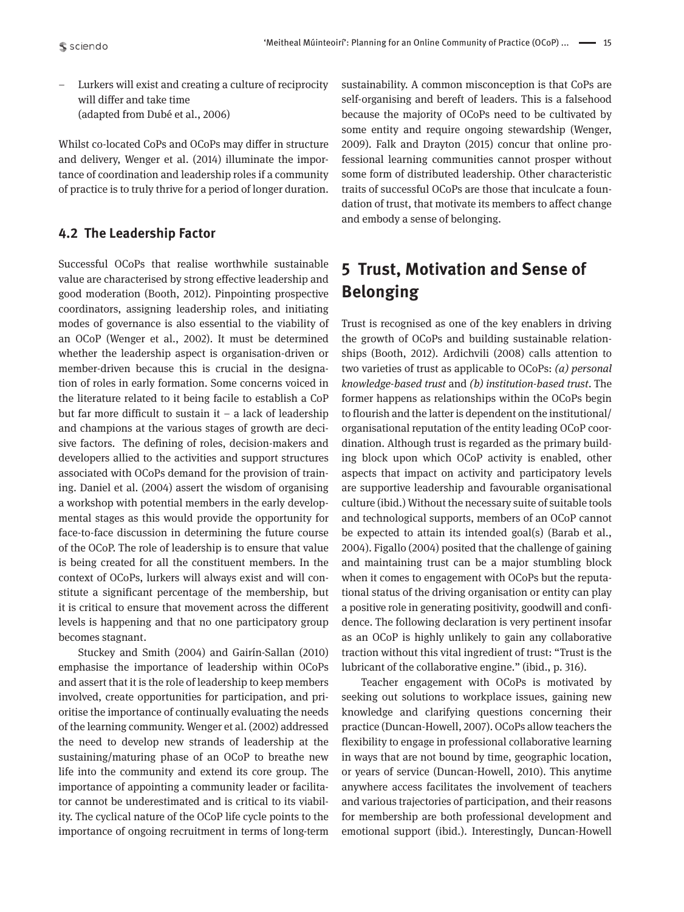– Lurkers will exist and creating a culture of reciprocity will differ and take time
(adapted from Dubé et al., 2006)

Whilst co-located CoPs and OCoPs may differ in structure and delivery, Wenger et al. (2014) illuminate the importance of coordination and leadership roles if a community of practice is to truly thrive for a period of longer duration.

### 4.2 The Leadership Factor

Successful OCoPs that realise worthwhile sustainable value are characterised by strong effective leadership and good moderation (Booth, 2012). Pinpointing prospective coordinators, assigning leadership roles, and initiating modes of governance is also essential to the viability of an OCoP (Wenger et al., 2002). It must be determined whether the leadership aspect is organisation-driven or member-driven because this is crucial in the designation of roles in early formation. Some concerns voiced in the literature related to it being facile to establish a CoP but far more difficult to sustain it – a lack of leadership and champions at the various stages of growth are decisive factors. The defining of roles, decision-makers and developers allied to the activities and support structures associated with OCoPs demand for the provision of training. Daniel et al. (2004) assert the wisdom of organising a workshop with potential members in the early developmental stages as this would provide the opportunity for face-to-face discussion in determining the future course of the OCoP. The role of leadership is to ensure that value is being created for all the constituent members. In the context of OCoPs, lurkers will always exist and will constitute a significant percentage of the membership, but it is critical to ensure that movement across the different levels is happening and that no one participatory group becomes stagnant.

Stuckey and Smith (2004) and Gairín-Sallan (2010) emphasise the importance of leadership within OCoPs and assert that it is the role of leadership to keep members involved, create opportunities for participation, and prioritise the importance of continually evaluating the needs of the learning community. Wenger et al. (2002) addressed the need to develop new strands of leadership at the sustaining/maturing phase of an OCoP to breathe new life into the community and extend its core group. The importance of appointing a community leader or facilitator cannot be underestimated and is critical to its viability. The cyclical nature of the OCoP life cycle points to the importance of ongoing recruitment in terms of long-term sustainability. A common misconception is that CoPs are self-organising and bereft of leaders. This is a falsehood because the majority of OCoPs need to be cultivated by some entity and require ongoing stewardship (Wenger, 2009). Falk and Drayton (2015) concur that online professional learning communities cannot prosper without some form of distributed leadership. Other characteristic traits of successful OCoPs are those that inculcate a foundation of trust, that motivate its members to affect change and embody a sense of belonging.

## 5 Trust, Motivation and Sense of Belonging

Trust is recognised as one of the key enablers in driving the growth of OCoPs and building sustainable relationships (Booth, 2012). Ardichvili (2008) calls attention to two varieties of trust as applicable to OCoPs: *(a) personal knowledge-based trust* and *(b) institution-based trust*. The former happens as relationships within the OCoPs begin to flourish and the latter is dependent on the institutional/organisational reputation of the entity leading OCoP coordination. Although trust is regarded as the primary building block upon which OCoP activity is enabled, other aspects that impact on activity and participatory levels are supportive leadership and favourable organisational culture (ibid.) Without the necessary suite of suitable tools and technological supports, members of an OCoP cannot be expected to attain its intended goal(s) (Barab et al., 2004). Figallo (2004) posited that the challenge of gaining and maintaining trust can be a major stumbling block when it comes to engagement with OCoPs but the reputational status of the driving organisation or entity can play a positive role in generating positivity, goodwill and confidence. The following declaration is very pertinent insofar as an OCoP is highly unlikely to gain any collaborative traction without this vital ingredient of trust: "Trust is the lubricant of the collaborative engine." (ibid., p. 316).

Teacher engagement with OCoPs is motivated by seeking out solutions to workplace issues, gaining new knowledge and clarifying questions concerning their practice (Duncan-Howell, 2007). OCoPs allow teachers the flexibility to engage in professional collaborative learning in ways that are not bound by time, geographic location, or years of service (Duncan-Howell, 2010). This anytime anywhere access facilitates the involvement of teachers and various trajectories of participation, and their reasons for membership are both professional development and emotional support (ibid.). Interestingly, Duncan-Howell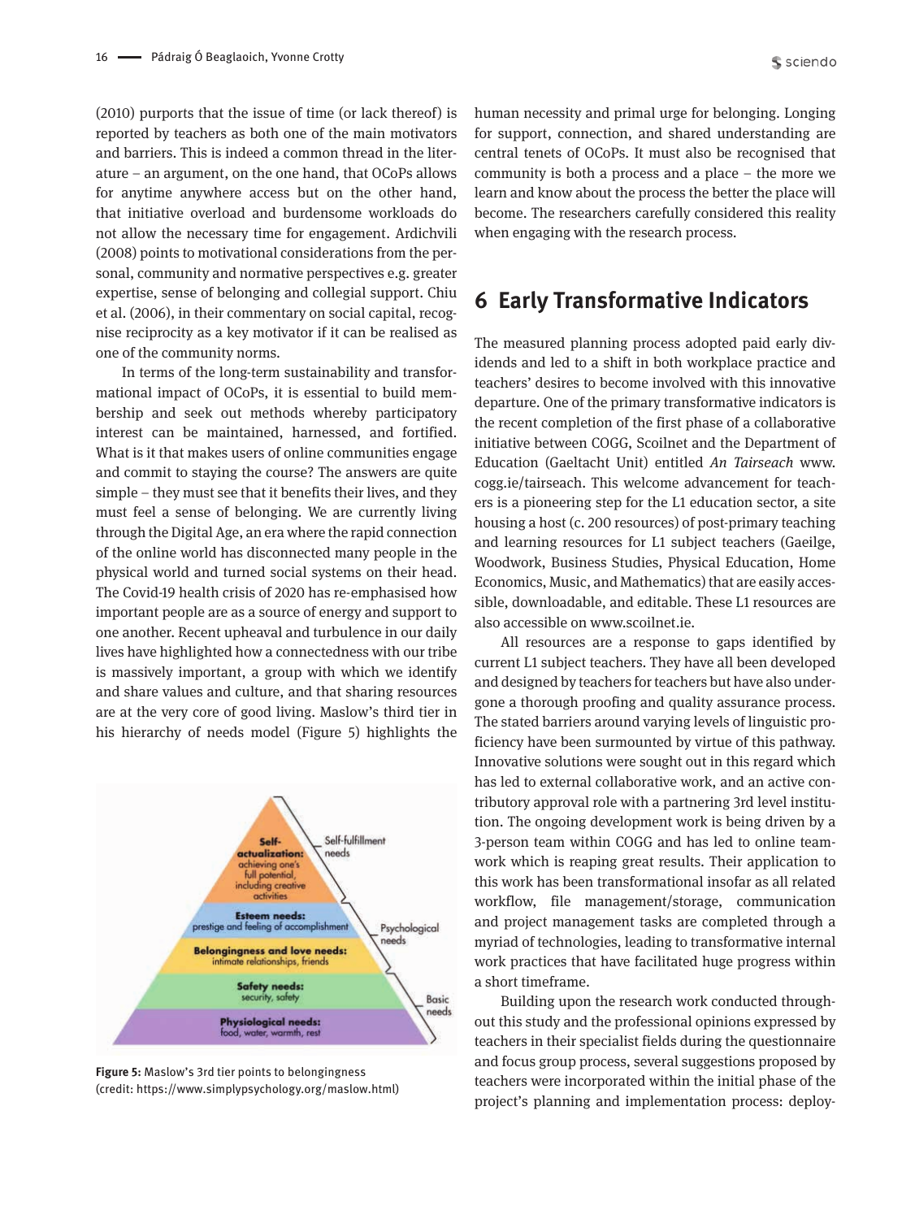(2010) purports that the issue of time (or lack thereof) is reported by teachers as both one of the main motivators and barriers. This is indeed a common thread in the literature – an argument, on the one hand, that OCoPs allows for anytime anywhere access but on the other hand, that initiative overload and burdensome workloads do not allow the necessary time for engagement. Ardichvili (2008) points to motivational considerations from the personal, community and normative perspectives e.g. greater expertise, sense of belonging and collegial support. Chiu et al. (2006), in their commentary on social capital, recognise reciprocity as a key motivator if it can be realised as one of the community norms.

In terms of the long-term sustainability and transformational impact of OCoPs, it is essential to build membership and seek out methods whereby participatory interest can be maintained, harnessed, and fortified. What is it that makes users of online communities engage and commit to staying the course? The answers are quite simple – they must see that it benefits their lives, and they must feel a sense of belonging. We are currently living through the Digital Age, an era where the rapid connection of the online world has disconnected many people in the physical world and turned social systems on their head. The Covid-19 health crisis of 2020 has re-emphasised how important people are as a source of energy and support to one another. Recent upheaval and turbulence in our daily lives have highlighted how a connectedness with our tribe is massively important, a group with which we identify and share values and culture, and that sharing resources are at the very core of good living. Maslow's third tier in his hierarchy of needs model (Figure 5) highlights the human necessity and primal urge for belonging. Longing for support, connection, and shared understanding are central tenets of OCoPs. It must also be recognised that community is both a process and a place – the more we learn and know about the process the better the place will become. The researchers carefully considered this reality when engaging with the research process.

**Figure 5:** Maslow's 3rd tier points to belongingness (credit: https://www.simplypsychology.org/maslow.html)

## 6 Early Transformative Indicators

The measured planning process adopted paid early dividends and led to a shift in both workplace practice and teachers' desires to become involved with this innovative departure. One of the primary transformative indicators is the recent completion of the first phase of a collaborative initiative between COGG, Scoilnet and the Department of Education (Gaeltacht Unit) entitled *An Tairseach* www.cogg.ie/tairseach. This welcome advancement for teachers is a pioneering step for the L1 education sector, a site housing a host (c. 200 resources) of post-primary teaching and learning resources for L1 subject teachers (Gaeilge, Woodwork, Business Studies, Physical Education, Home Economics, Music, and Mathematics) that are easily accessible, downloadable, and editable. These L1 resources are also accessible on www.scoilnet.ie.

All resources are a response to gaps identified by current L1 subject teachers. They have all been developed and designed by teachers for teachers but have also undergone a thorough proofing and quality assurance process. The stated barriers around varying levels of linguistic proficiency have been surmounted by virtue of this pathway. Innovative solutions were sought out in this regard which has led to external collaborative work, and an active contributory approval role with a partnering 3rd level institution. The ongoing development work is being driven by a 3-person team within COGG and has led to online teamwork which is reaping great results. Their application to this work has been transformational insofar as all related workflow, file management/storage, communication and project management tasks are completed through a myriad of technologies, leading to transformative internal work practices that have facilitated huge progress within a short timeframe.

Building upon the research work conducted throughout this study and the professional opinions expressed by teachers in their specialist fields during the questionnaire and focus group process, several suggestions proposed by teachers were incorporated within the initial phase of the project's planning and implementation process: deploy-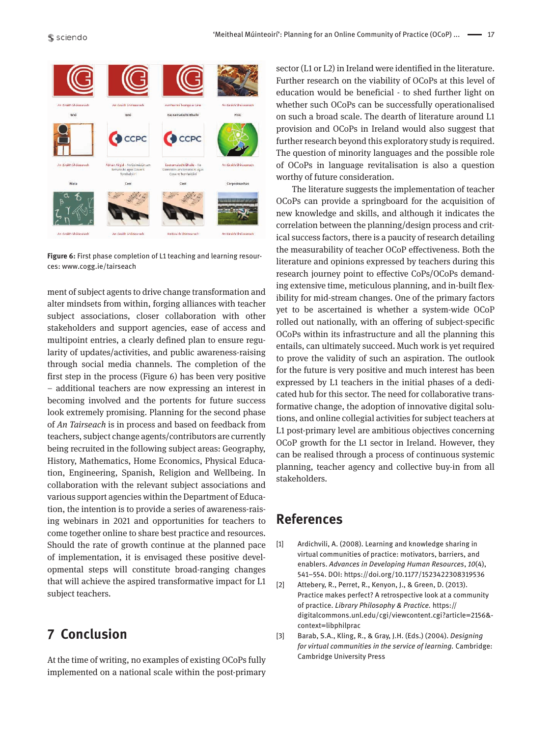Figure 6: First phase completion of L1 teaching and learning resources: www.cogg.ie/tairseach

ment of subject agents to drive change transformation and alter mindsets from within, forging alliances with teacher subject associations, closer collaboration with other stakeholders and support agencies, ease of access and multipoint entries, a clearly defined plan to ensure regularity of updates/activities, and public awareness-raising through social media channels. The completion of the first step in the process (Figure 6) has been very positive – additional teachers are now expressing an interest in becoming involved and the portents for future success look extremely promising. Planning for the second phase of *An Tairseach* is in process and based on feedback from teachers, subject change agents/contributors are currently being recruited in the following subject areas: Geography, History, Mathematics, Home Economics, Physical Education, Engineering, Spanish, Religion and Wellbeing. In collaboration with the relevant subject associations and various support agencies within the Department of Education, the intention is to provide a series of awareness-raising webinars in 2021 and opportunities for teachers to come together online to share best practice and resources. Should the rate of growth continue at the planned pace of implementation, it is envisaged these positive developmental steps will constitute broad-ranging changes that will achieve the aspired transformative impact for L1 subject teachers.

## 7 Conclusion

At the time of writing, no examples of existing OCoPs fully implemented on a national scale within the post-primary sector (L1 or L2) in Ireland were identified in the literature. Further research on the viability of OCoPs at this level of education would be beneficial - to shed further light on whether such OCoPs can be successfully operationalised on such a broad scale. The dearth of literature around L1 provision and OCoPs in Ireland would also suggest that further research beyond this exploratory study is required. The question of minority languages and the possible role of OCoPs in language revitalisation is also a question worthy of future consideration.

The literature suggests the implementation of teacher OCoPs can provide a springboard for the acquisition of new knowledge and skills, and although it indicates the correlation between the planning/design process and critical success factors, there is a paucity of research detailing the measurability of teacher OCoP effectiveness. Both the literature and opinions expressed by teachers during this research journey point to effective CoPs/OCoPs demanding extensive time, meticulous planning, and in-built flexibility for mid-stream changes. One of the primary factors yet to be ascertained is whether a system-wide OCoP rolled out nationally, with an offering of subject-specific OCoPs within its infrastructure and all the planning this entails, can ultimately succeed. Much work is yet required to prove the validity of such an aspiration. The outlook for the future is very positive and much interest has been expressed by L1 teachers in the initial phases of a dedicated hub for this sector. The need for collaborative transformative change, the adoption of innovative digital solutions, and online collegial activities for subject teachers at L1 post-primary level are ambitious objectives concerning OCoP growth for the L1 sector in Ireland. However, they can be realised through a process of continuous systemic planning, teacher agency and collective buy-in from all stakeholders.

## References

[1] Ardichvili, A. (2008). Learning and knowledge sharing in virtual communities of practice: motivators, barriers, and enablers. *Advances in Developing Human Resources*, *10*(4), 541–554. DOI: https://doi.org/10.1177/1523422308319536

[2] Attebery, R., Perret, R., Kenyon, J., & Green, D. (2013). Practice makes perfect? A retrospective look at a community of practice. *Library Philosophy & Practice.* https://digitalcommons.unl.edu/cgi/viewcontent.cgi?article=2156&context=libphilprac

[3] Barab, S.A., Kling, R., & Gray, J.H. (Eds.) (2004). *Designing for virtual communities in the service of learning.* Cambridge: Cambridge University Press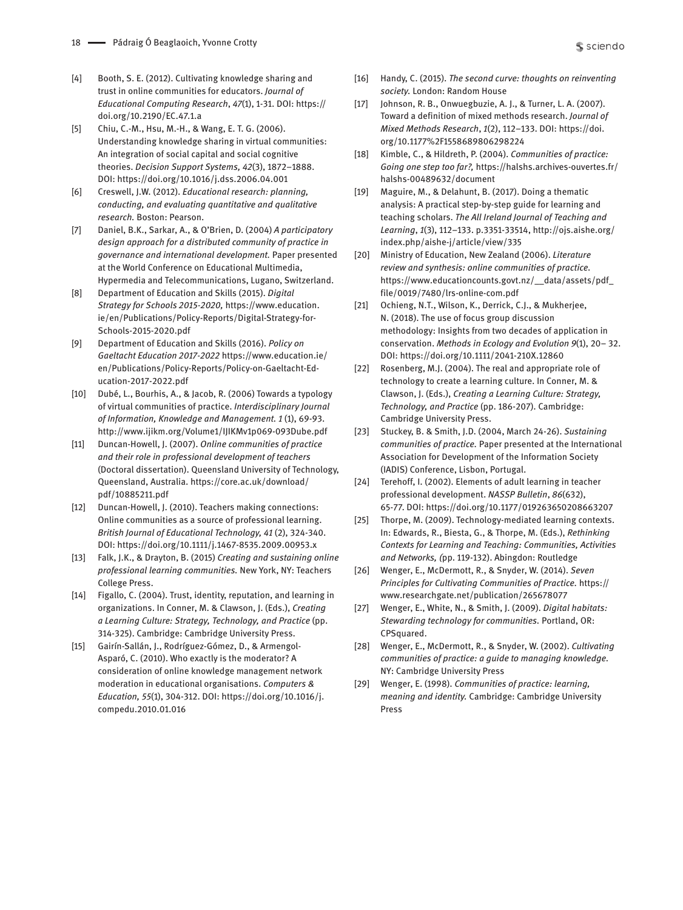[4] Booth, S. E. (2012). Cultivating knowledge sharing and trust in online communities for educators. *Journal of Educational Computing Research*, *47*(1), 1-31. DOI: https://doi.org/10.2190/EC.47.1.a

[5] Chiu, C.-M., Hsu, M.-H., & Wang, E. T. G. (2006). Understanding knowledge sharing in virtual communities: An integration of social capital and social cognitive theories. *Decision Support Systems, 42*(3), 1872–1888. DOI: https://doi.org/10.1016/j.dss.2006.04.001

[6] Creswell, J.W. (2012). *Educational research: planning, conducting, and evaluating quantitative and qualitative research.* Boston: Pearson.

[7] Daniel, B.K., Sarkar, A., & O'Brien, D. (2004) *A participatory design approach for a distributed community of practice in governance and international development.* Paper presented at the World Conference on Educational Multimedia, Hypermedia and Telecommunications, Lugano, Switzerland.

[8] Department of Education and Skills (2015). *Digital Strategy for Schools 2015-2020,* https://www.education.ie/en/Publications/Policy-Reports/Digital-Strategy-for-Schools-2015-2020.pdf

[9] Department of Education and Skills (2016). *Policy on Gaeltacht Education 2017-2022* https://www.education.ie/en/Publications/Policy-Reports/Policy-on-Gaeltacht-Education-2017-2022.pdf

[10] Dubé, L., Bourhis, A., & Jacob, R. (2006) Towards a typology of virtual communities of practice. *Interdisciplinary Journal of Information, Knowledge and Management. 1* (1), 69-93. http://www.ijikm.org/Volume1/IJIKMv1p069-093Dube.pdf

[11] Duncan-Howell, J. (2007). *Online communities of practice and their role in professional development of teachers* (Doctoral dissertation). Queensland University of Technology, Queensland, Australia. https://core.ac.uk/download/pdf/10885211.pdf

[12] Duncan-Howell, J. (2010). Teachers making connections: Online communities as a source of professional learning. *British Journal of Educational Technology, 41* (2), 324-340. DOI: https://doi.org/10.1111/j.1467-8535.2009.00953.x

[13] Falk, J.K., & Drayton, B. (2015) *Creating and sustaining online professional learning communities.* New York, NY: Teachers College Press.

[14] Figallo, C. (2004). Trust, identity, reputation, and learning in organizations. In Conner, M. & Clawson, J. (Eds.), *Creating a Learning Culture: Strategy, Technology, and Practice* (pp. 314-325). Cambridge: Cambridge University Press.

[15] Gairín-Sallán, J., Rodríguez-Gómez, D., & Armengol-Asparó, C. (2010). Who exactly is the moderator? A consideration of online knowledge management network moderation in educational organisations. *Computers & Education, 55*(1), 304-312. DOI: https://doi.org/10.1016/j.compedu.2010.01.016

[16] Handy, C. (2015). *The second curve: thoughts on reinventing society.* London: Random House

[17] Johnson, R. B., Onwuegbuzie, A. J., & Turner, L. A. (2007). Toward a definition of mixed methods research. *Journal of Mixed Methods Research*, *1*(2), 112–133. DOI: https://doi.org/10.1177%2F1558689806298224

[18] Kimble, C., & Hildreth, P. (2004). *Communities of practice: Going one step too far?,* https://halshs.archives-ouvertes.fr/halshs-00489632/document

[19] Maguire, M., & Delahunt, B. (2017). Doing a thematic analysis: A practical step-by-step guide for learning and teaching scholars. *The All Ireland Journal of Teaching and Learning*, *1*(3), 112–133. p.3351-33514, http://ojs.aishe.org/index.php/aishe-j/article/view/335

[20] Ministry of Education, New Zealand (2006). *Literature review and synthesis: online communities of practice.* https://www.educationcounts.govt.nz/__data/assets/pdf_file/0019/7480/lrs-online-com.pdf

[21] Ochieng, N.T., Wilson, K., Derrick, C.J., & Mukherjee, N. (2018). The use of focus group discussion methodology: Insights from two decades of application in conservation. *Methods in Ecology and Evolution 9*(1), 20– 32. DOI: https://doi.org/10.1111/2041-210X.12860

[22] Rosenberg, M.J. (2004). The real and appropriate role of technology to create a learning culture. In Conner, M. & Clawson, J. (Eds.), *Creating a Learning Culture: Strategy, Technology, and Practice* (pp. 186-207). Cambridge: Cambridge University Press.

[23] Stuckey, B. & Smith, J.D. (2004, March 24-26). *Sustaining communities of practice.* Paper presented at the International Association for Development of the Information Society (IADIS) Conference, Lisbon, Portugal.

[24] Terehoff, I. (2002). Elements of adult learning in teacher professional development. *NASSP Bulletin*, *86*(632), 65-77. DOI: https://doi.org/10.1177/019263650208663207

[25] Thorpe, M. (2009). Technology-mediated learning contexts. In: Edwards, R., Biesta, G., & Thorpe, M. (Eds.), *Rethinking Contexts for Learning and Teaching: Communities, Activities and Networks, (*pp. 119-132). Abingdon: Routledge

[26] Wenger, E., McDermott, R., & Snyder, W. (2014). *Seven Principles for Cultivating Communities of Practice.* https://www.researchgate.net/publication/265678077

[27] Wenger, E., White, N., & Smith, J. (2009). *Digital habitats: Stewarding technology for communities.* Portland, OR: CPSquared.

[28] Wenger, E., McDermott, R., & Snyder, W. (2002). *Cultivating communities of practice: a guide to managing knowledge.* NY: Cambridge University Press

[29] Wenger, E. (1998). *Communities of practice: learning, meaning and identity.* Cambridge: Cambridge University Press